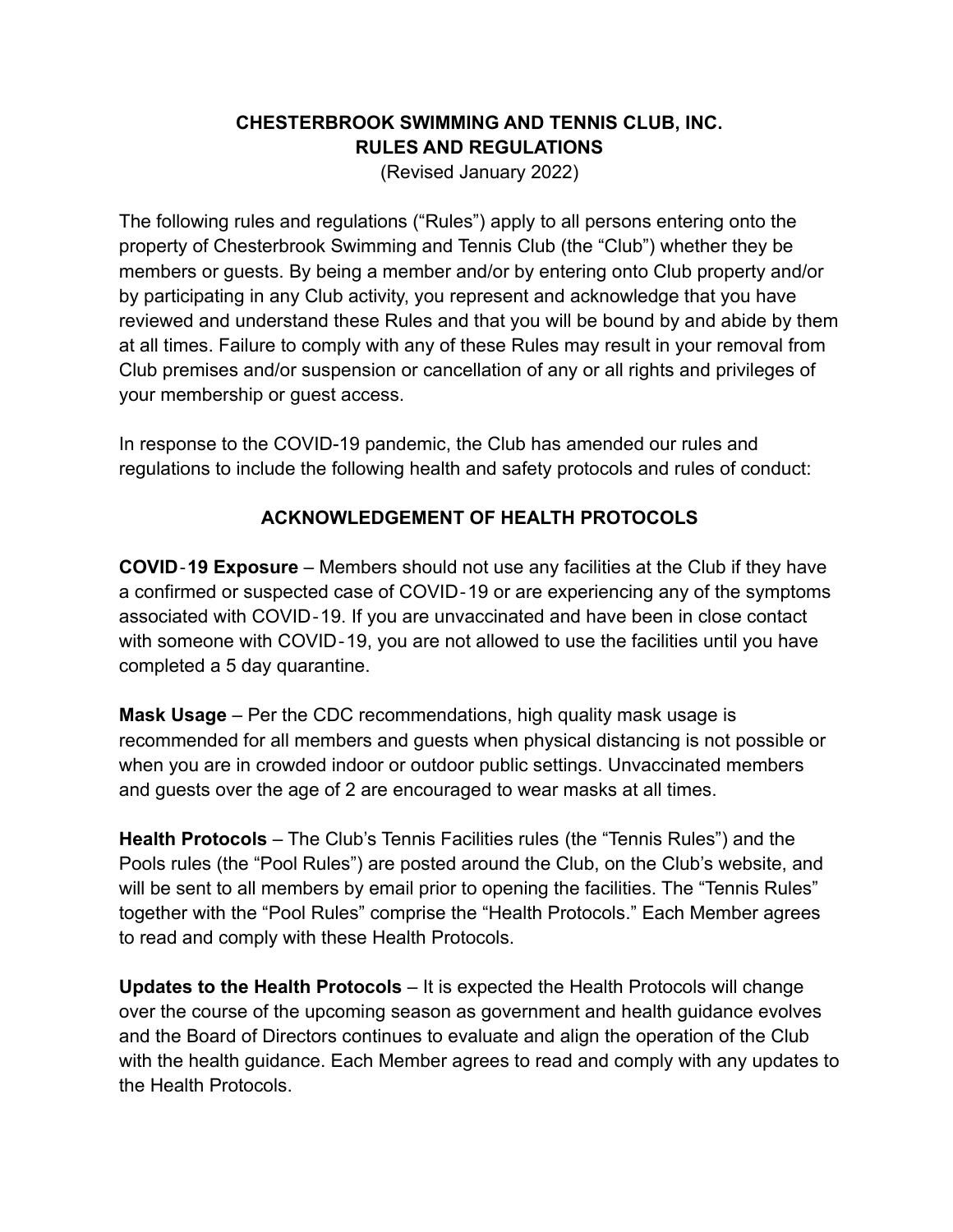# CHESTERBROOK SWIMMING AND TENNIS CLUB, INC.
# RULES AND REGULATIONS

(Revised January 2022)

The following rules and regulations ("Rules") apply to all persons entering onto the property of Chesterbrook Swimming and Tennis Club (the "Club") whether they be members or guests. By being a member and/or by entering onto Club property and/or by participating in any Club activity, you represent and acknowledge that you have reviewed and understand these Rules and that you will be bound by and abide by them at all times. Failure to comply with any of these Rules may result in your removal from Club premises and/or suspension or cancellation of any or all rights and privileges of your membership or guest access.

In response to the COVID-19 pandemic, the Club has amended our rules and regulations to include the following health and safety protocols and rules of conduct:

## ACKNOWLEDGEMENT OF HEALTH PROTOCOLS

**COVID-19 Exposure** – Members should not use any facilities at the Club if they have a confirmed or suspected case of COVID-19 or are experiencing any of the symptoms associated with COVID-19. If you are unvaccinated and have been in close contact with someone with COVID-19, you are not allowed to use the facilities until you have completed a 5 day quarantine.

**Mask Usage** – Per the CDC recommendations, high quality mask usage is recommended for all members and guests when physical distancing is not possible or when you are in crowded indoor or outdoor public settings. Unvaccinated members and guests over the age of 2 are encouraged to wear masks at all times.

**Health Protocols** – The Club's Tennis Facilities rules (the "Tennis Rules") and the Pools rules (the "Pool Rules") are posted around the Club, on the Club's website, and will be sent to all members by email prior to opening the facilities. The "Tennis Rules" together with the "Pool Rules" comprise the "Health Protocols." Each Member agrees to read and comply with these Health Protocols.

**Updates to the Health Protocols** – It is expected the Health Protocols will change over the course of the upcoming season as government and health guidance evolves and the Board of Directors continues to evaluate and align the operation of the Club with the health guidance. Each Member agrees to read and comply with any updates to the Health Protocols.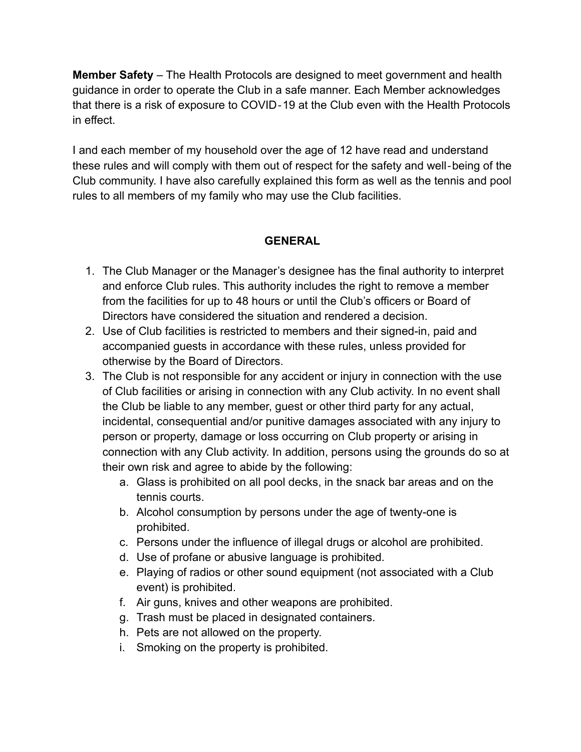**Member Safety** – The Health Protocols are designed to meet government and health guidance in order to operate the Club in a safe manner. Each Member acknowledges that there is a risk of exposure to COVID-19 at the Club even with the Health Protocols in effect.

I and each member of my household over the age of 12 have read and understand these rules and will comply with them out of respect for the safety and well-being of the Club community. I have also carefully explained this form as well as the tennis and pool rules to all members of my family who may use the Club facilities.

## GENERAL

1. The Club Manager or the Manager's designee has the final authority to interpret and enforce Club rules. This authority includes the right to remove a member from the facilities for up to 48 hours or until the Club's officers or Board of Directors have considered the situation and rendered a decision.
2. Use of Club facilities is restricted to members and their signed-in, paid and accompanied guests in accordance with these rules, unless provided for otherwise by the Board of Directors.
3. The Club is not responsible for any accident or injury in connection with the use of Club facilities or arising in connection with any Club activity. In no event shall the Club be liable to any member, guest or other third party for any actual, incidental, consequential and/or punitive damages associated with any injury to person or property, damage or loss occurring on Club property or arising in connection with any Club activity. In addition, persons using the grounds do so at their own risk and agree to abide by the following:
    a. Glass is prohibited on all pool decks, in the snack bar areas and on the tennis courts.
    b. Alcohol consumption by persons under the age of twenty-one is prohibited.
    c. Persons under the influence of illegal drugs or alcohol are prohibited.
    d. Use of profane or abusive language is prohibited.
    e. Playing of radios or other sound equipment (not associated with a Club event) is prohibited.
    f. Air guns, knives and other weapons are prohibited.
    g. Trash must be placed in designated containers.
    h. Pets are not allowed on the property.
    i. Smoking on the property is prohibited.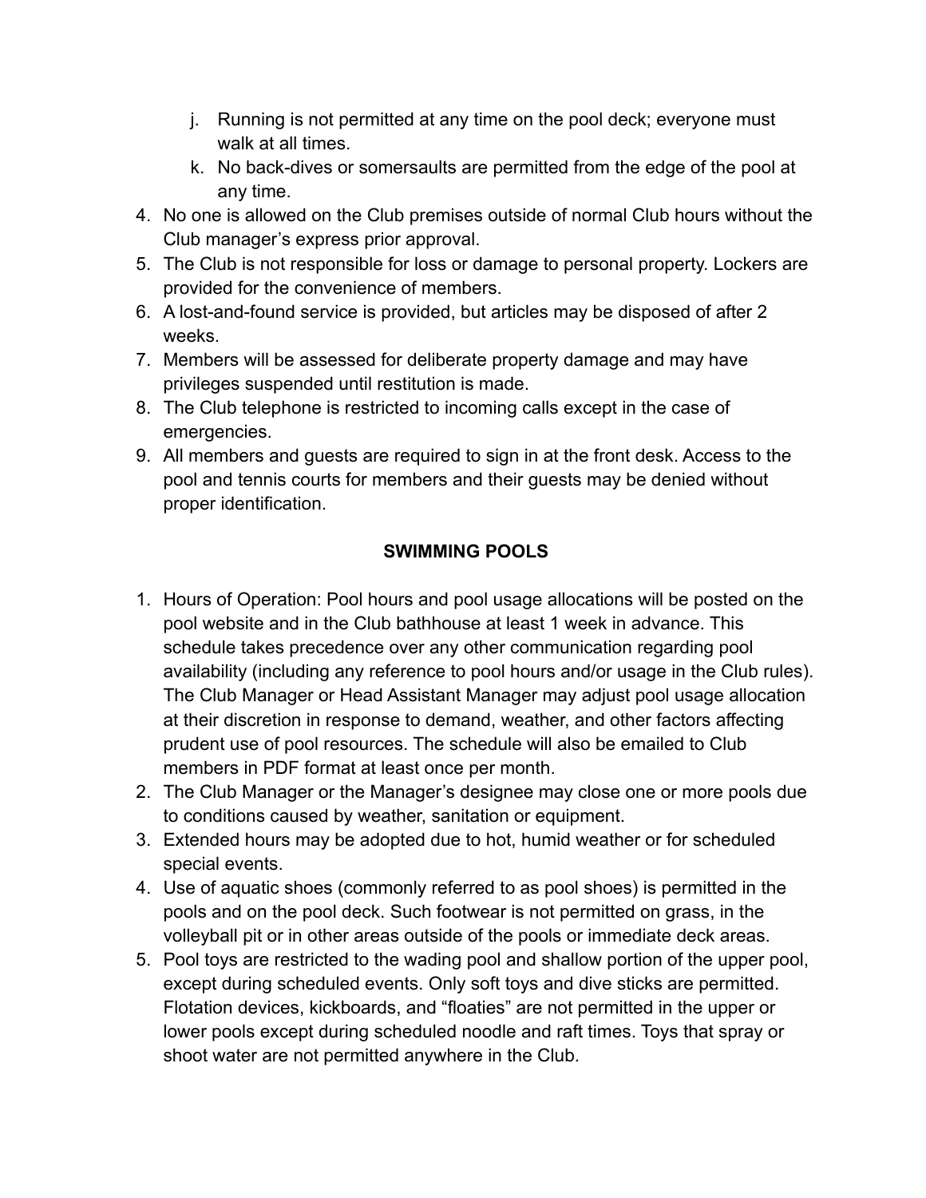j. Running is not permitted at any time on the pool deck; everyone must walk at all times.
   k. No back-dives or somersaults are permitted from the edge of the pool at any time.
4. No one is allowed on the Club premises outside of normal Club hours without the Club manager's express prior approval.
5. The Club is not responsible for loss or damage to personal property. Lockers are provided for the convenience of members.
6. A lost-and-found service is provided, but articles may be disposed of after 2 weeks.
7. Members will be assessed for deliberate property damage and may have privileges suspended until restitution is made.
8. The Club telephone is restricted to incoming calls except in the case of emergencies.
9. All members and guests are required to sign in at the front desk. Access to the pool and tennis courts for members and their guests may be denied without proper identification.

## SWIMMING POOLS

1. Hours of Operation: Pool hours and pool usage allocations will be posted on the pool website and in the Club bathhouse at least 1 week in advance. This schedule takes precedence over any other communication regarding pool availability (including any reference to pool hours and/or usage in the Club rules). The Club Manager or Head Assistant Manager may adjust pool usage allocation at their discretion in response to demand, weather, and other factors affecting prudent use of pool resources. The schedule will also be emailed to Club members in PDF format at least once per month.
2. The Club Manager or the Manager's designee may close one or more pools due to conditions caused by weather, sanitation or equipment.
3. Extended hours may be adopted due to hot, humid weather or for scheduled special events.
4. Use of aquatic shoes (commonly referred to as pool shoes) is permitted in the pools and on the pool deck. Such footwear is not permitted on grass, in the volleyball pit or in other areas outside of the pools or immediate deck areas.
5. Pool toys are restricted to the wading pool and shallow portion of the upper pool, except during scheduled events. Only soft toys and dive sticks are permitted. Flotation devices, kickboards, and "floaties" are not permitted in the upper or lower pools except during scheduled noodle and raft times. Toys that spray or shoot water are not permitted anywhere in the Club.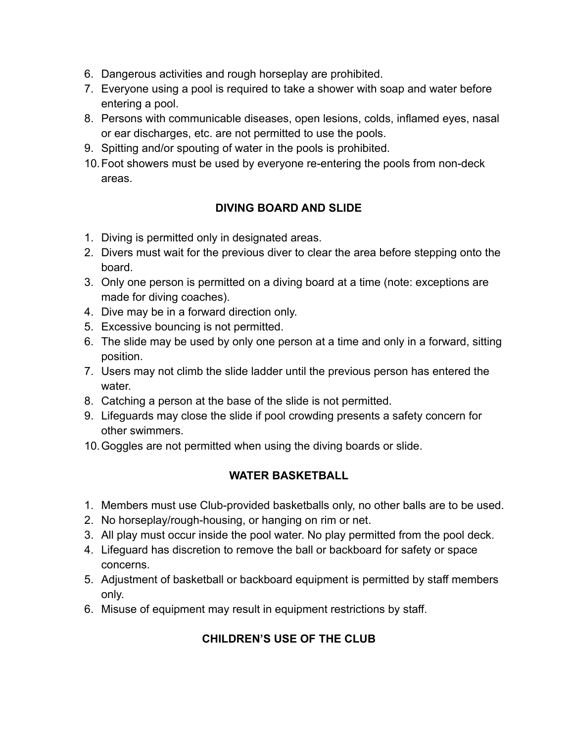6. Dangerous activities and rough horseplay are prohibited.
7. Everyone using a pool is required to take a shower with soap and water before entering a pool.
8. Persons with communicable diseases, open lesions, colds, inflamed eyes, nasal or ear discharges, etc. are not permitted to use the pools.
9. Spitting and/or spouting of water in the pools is prohibited.
10. Foot showers must be used by everyone re-entering the pools from non-deck areas.

## DIVING BOARD AND SLIDE

1. Diving is permitted only in designated areas.
2. Divers must wait for the previous diver to clear the area before stepping onto the board.
3. Only one person is permitted on a diving board at a time (note: exceptions are made for diving coaches).
4. Dive may be in a forward direction only.
5. Excessive bouncing is not permitted.
6. The slide may be used by only one person at a time and only in a forward, sitting position.
7. Users may not climb the slide ladder until the previous person has entered the water.
8. Catching a person at the base of the slide is not permitted.
9. Lifeguards may close the slide if pool crowding presents a safety concern for other swimmers.
10. Goggles are not permitted when using the diving boards or slide.

## WATER BASKETBALL

1. Members must use Club-provided basketballs only, no other balls are to be used.
2. No horseplay/rough-housing, or hanging on rim or net.
3. All play must occur inside the pool water. No play permitted from the pool deck.
4. Lifeguard has discretion to remove the ball or backboard for safety or space concerns.
5. Adjustment of basketball or backboard equipment is permitted by staff members only.
6. Misuse of equipment may result in equipment restrictions by staff.

## CHILDREN'S USE OF THE CLUB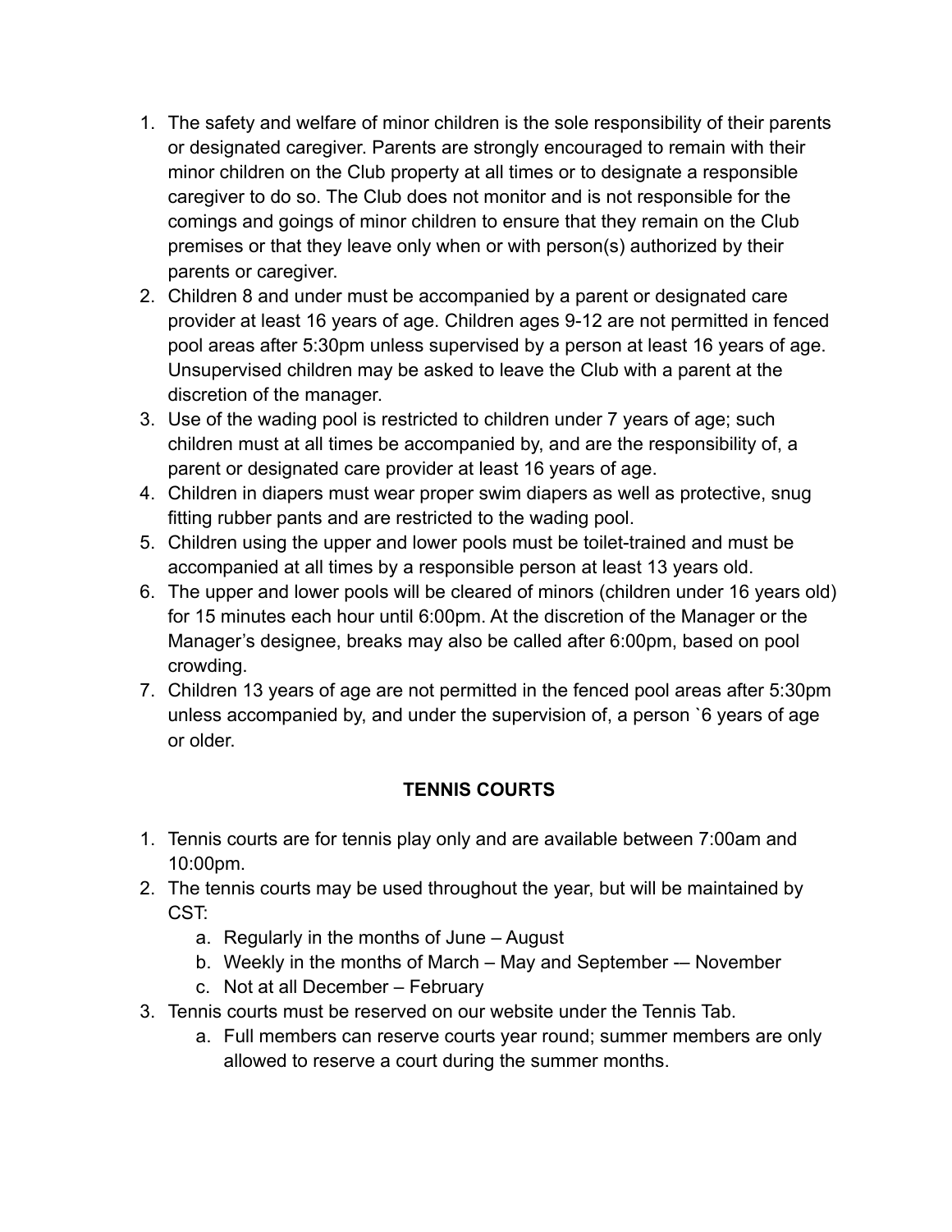1. The safety and welfare of minor children is the sole responsibility of their parents or designated caregiver. Parents are strongly encouraged to remain with their minor children on the Club property at all times or to designate a responsible caregiver to do so. The Club does not monitor and is not responsible for the comings and goings of minor children to ensure that they remain on the Club premises or that they leave only when or with person(s) authorized by their parents or caregiver.
2. Children 8 and under must be accompanied by a parent or designated care provider at least 16 years of age. Children ages 9-12 are not permitted in fenced pool areas after 5:30pm unless supervised by a person at least 16 years of age. Unsupervised children may be asked to leave the Club with a parent at the discretion of the manager.
3. Use of the wading pool is restricted to children under 7 years of age; such children must at all times be accompanied by, and are the responsibility of, a parent or designated care provider at least 16 years of age.
4. Children in diapers must wear proper swim diapers as well as protective, snug fitting rubber pants and are restricted to the wading pool.
5. Children using the upper and lower pools must be toilet-trained and must be accompanied at all times by a responsible person at least 13 years old.
6. The upper and lower pools will be cleared of minors (children under 16 years old) for 15 minutes each hour until 6:00pm. At the discretion of the Manager or the Manager's designee, breaks may also be called after 6:00pm, based on pool crowding.
7. Children 13 years of age are not permitted in the fenced pool areas after 5:30pm unless accompanied by, and under the supervision of, a person `6 years of age or older.

**TENNIS COURTS**

1. Tennis courts are for tennis play only and are available between 7:00am and 10:00pm.
2. The tennis courts may be used throughout the year, but will be maintained by CST:
    a. Regularly in the months of June – August
    b. Weekly in the months of March – May and September -– November
    c. Not at all December – February
3. Tennis courts must be reserved on our website under the Tennis Tab.
    a. Full members can reserve courts year round; summer members are only allowed to reserve a court during the summer months.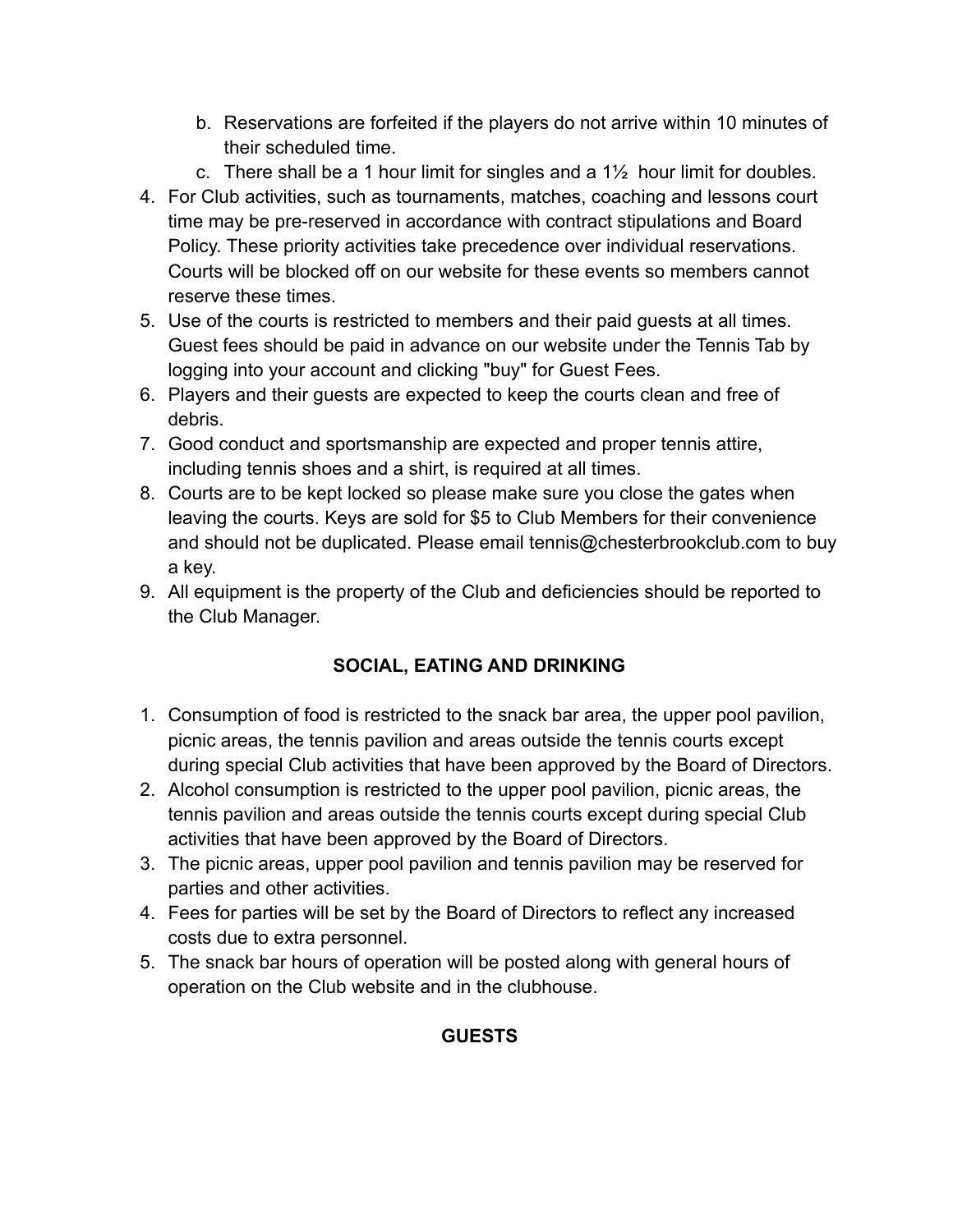b. Reservations are forfeited if the players do not arrive within 10 minutes of their scheduled time.
   c. There shall be a 1 hour limit for singles and a 1½ hour limit for doubles.
4. For Club activities, such as tournaments, matches, coaching and lessons court time may be pre-reserved in accordance with contract stipulations and Board Policy. These priority activities take precedence over individual reservations. Courts will be blocked off on our website for these events so members cannot reserve these times.
5. Use of the courts is restricted to members and their paid guests at all times. Guest fees should be paid in advance on our website under the Tennis Tab by logging into your account and clicking "buy" for Guest Fees.
6. Players and their guests are expected to keep the courts clean and free of debris.
7. Good conduct and sportsmanship are expected and proper tennis attire, including tennis shoes and a shirt, is required at all times.
8. Courts are to be kept locked so please make sure you close the gates when leaving the courts. Keys are sold for $5 to Club Members for their convenience and should not be duplicated. Please email tennis@chesterbrookclub.com to buy a key.
9. All equipment is the property of the Club and deficiencies should be reported to the Club Manager.

## SOCIAL, EATING AND DRINKING

1. Consumption of food is restricted to the snack bar area, the upper pool pavilion, picnic areas, the tennis pavilion and areas outside the tennis courts except during special Club activities that have been approved by the Board of Directors.
2. Alcohol consumption is restricted to the upper pool pavilion, picnic areas, the tennis pavilion and areas outside the tennis courts except during special Club activities that have been approved by the Board of Directors.
3. The picnic areas, upper pool pavilion and tennis pavilion may be reserved for parties and other activities.
4. Fees for parties will be set by the Board of Directors to reflect any increased costs due to extra personnel.
5. The snack bar hours of operation will be posted along with general hours of operation on the Club website and in the clubhouse.

## GUESTS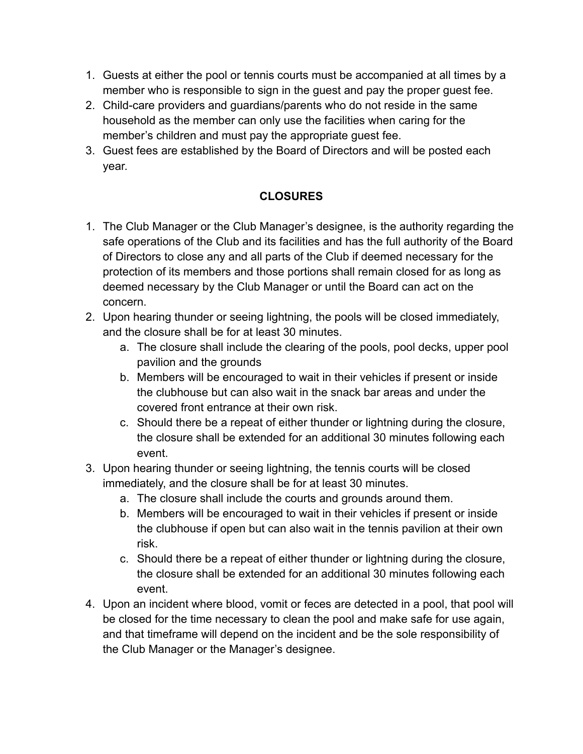1. Guests at either the pool or tennis courts must be accompanied at all times by a member who is responsible to sign in the guest and pay the proper guest fee.
2. Child-care providers and guardians/parents who do not reside in the same household as the member can only use the facilities when caring for the member's children and must pay the appropriate guest fee.
3. Guest fees are established by the Board of Directors and will be posted each year.

## CLOSURES

1. The Club Manager or the Club Manager's designee, is the authority regarding the safe operations of the Club and its facilities and has the full authority of the Board of Directors to close any and all parts of the Club if deemed necessary for the protection of its members and those portions shall remain closed for as long as deemed necessary by the Club Manager or until the Board can act on the concern.
2. Upon hearing thunder or seeing lightning, the pools will be closed immediately, and the closure shall be for at least 30 minutes.
    a. The closure shall include the clearing of the pools, pool decks, upper pool pavilion and the grounds
    b. Members will be encouraged to wait in their vehicles if present or inside the clubhouse but can also wait in the snack bar areas and under the covered front entrance at their own risk.
    c. Should there be a repeat of either thunder or lightning during the closure, the closure shall be extended for an additional 30 minutes following each event.
3. Upon hearing thunder or seeing lightning, the tennis courts will be closed immediately, and the closure shall be for at least 30 minutes.
    a. The closure shall include the courts and grounds around them.
    b. Members will be encouraged to wait in their vehicles if present or inside the clubhouse if open but can also wait in the tennis pavilion at their own risk.
    c. Should there be a repeat of either thunder or lightning during the closure, the closure shall be extended for an additional 30 minutes following each event.
4. Upon an incident where blood, vomit or feces are detected in a pool, that pool will be closed for the time necessary to clean the pool and make safe for use again, and that timeframe will depend on the incident and be the sole responsibility of the Club Manager or the Manager's designee.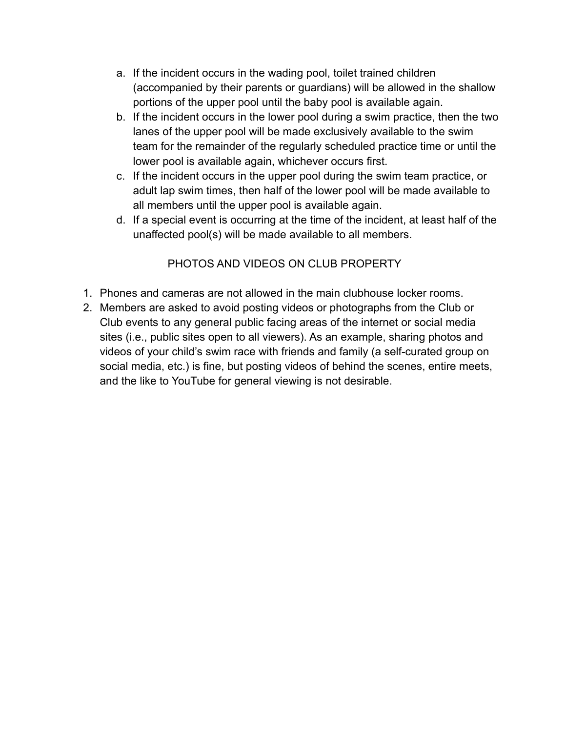a. If the incident occurs in the wading pool, toilet trained children (accompanied by their parents or guardians) will be allowed in the shallow portions of the upper pool until the baby pool is available again.
b. If the incident occurs in the lower pool during a swim practice, then the two lanes of the upper pool will be made exclusively available to the swim team for the remainder of the regularly scheduled practice time or until the lower pool is available again, whichever occurs first.
c. If the incident occurs in the upper pool during the swim team practice, or adult lap swim times, then half of the lower pool will be made available to all members until the upper pool is available again.
d. If a special event is occurring at the time of the incident, at least half of the unaffected pool(s) will be made available to all members.

## PHOTOS AND VIDEOS ON CLUB PROPERTY

1. Phones and cameras are not allowed in the main clubhouse locker rooms.
2. Members are asked to avoid posting videos or photographs from the Club or Club events to any general public facing areas of the internet or social media sites (i.e., public sites open to all viewers). As an example, sharing photos and videos of your child's swim race with friends and family (a self-curated group on social media, etc.) is fine, but posting videos of behind the scenes, entire meets, and the like to YouTube for general viewing is not desirable.